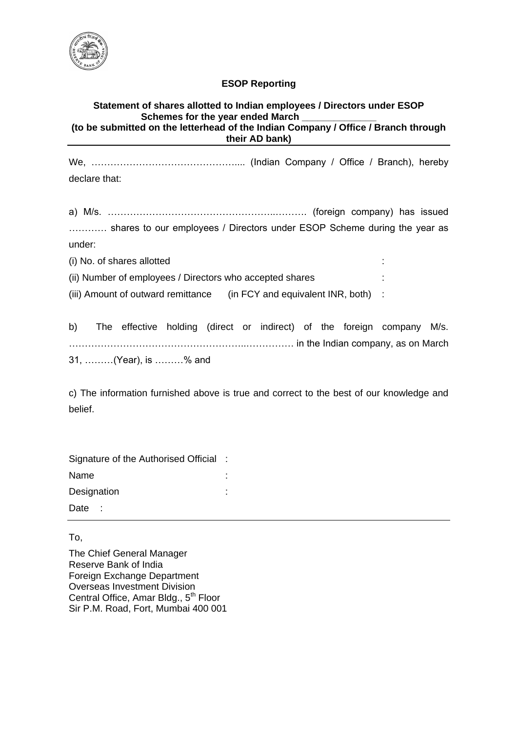**ESOP Reporting**

**Statement of shares allotted to Indian employees / Directors under ESOP Schemes for the year ended March \_\_\_\_\_\_\_\_\_\_\_\_\_\_**
**(to be submitted on the letterhead of the Indian Company / Office / Branch through their AD bank)**

---

We, ……………………………………….... (Indian Company / Office / Branch), hereby declare that:

a) M/s. ……………………………………………..………. (foreign company) has issued ………… shares to our employees / Directors under ESOP Scheme during the year as under:

(i) No. of shares allotted :

(ii) Number of employees / Directors who accepted shares :

(iii) Amount of outward remittance (in FCY and equivalent INR, both) :

b) The effective holding (direct or indirect) of the foreign company M/s. ……………………………………………..…………… in the Indian company, as on March 31, ………(Year), is ………% and

c) The information furnished above is true and correct to the best of our knowledge and belief.

Signature of the Authorised Official :

Name :

Designation :

Date :

---

To,

The Chief General Manager
Reserve Bank of India
Foreign Exchange Department
Overseas Investment Division
Central Office, Amar Bldg., 5th Floor
Sir P.M. Road, Fort, Mumbai 400 001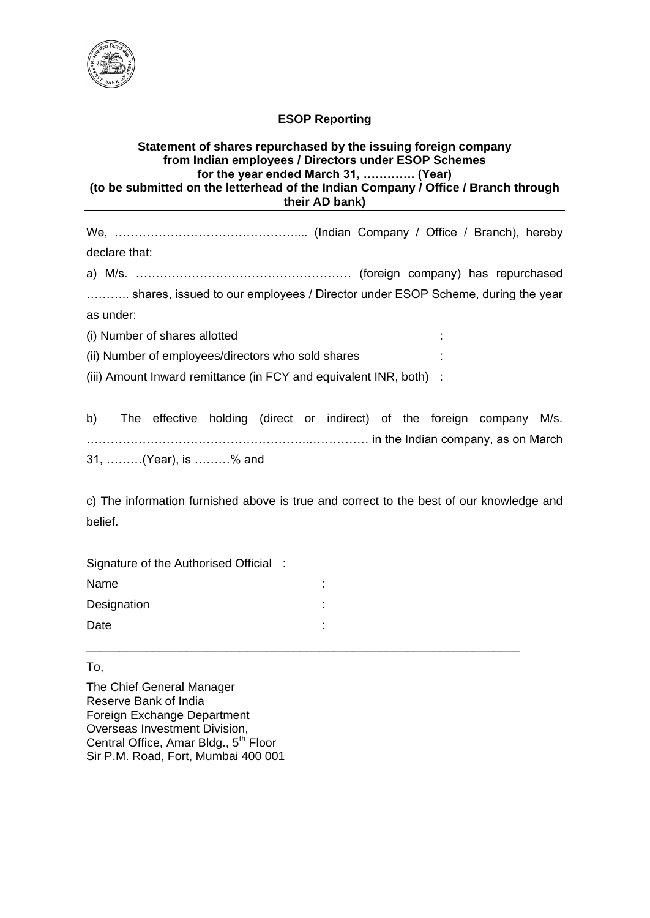**ESOP Reporting**

**Statement of shares repurchased by the issuing foreign company from Indian employees / Directors under ESOP Schemes for the year ended March 31, …………. (Year) (to be submitted on the letterhead of the Indian Company / Office / Branch through their AD bank)**

---

We, ……………………………………….... (Indian Company / Office / Branch), hereby declare that:

a) M/s. ……………………………………………… (foreign company) has repurchased ……….. shares, issued to our employees / Director under ESOP Scheme, during the year as under:

(i) Number of shares allotted :

(ii) Number of employees/directors who sold shares :

(iii) Amount Inward remittance (in FCY and equivalent INR, both) :

b) The effective holding (direct or indirect) of the foreign company M/s. …………………………………………………..…………… in the Indian company, as on March 31, ………(Year), is ………% and

c) The information furnished above is true and correct to the best of our knowledge and belief.

Signature of the Authorised Official :

Name :

Designation :

Date :

---

To,

The Chief General Manager
Reserve Bank of India
Foreign Exchange Department
Overseas Investment Division,
Central Office, Amar Bldg., 5th Floor
Sir P.M. Road, Fort, Mumbai 400 001